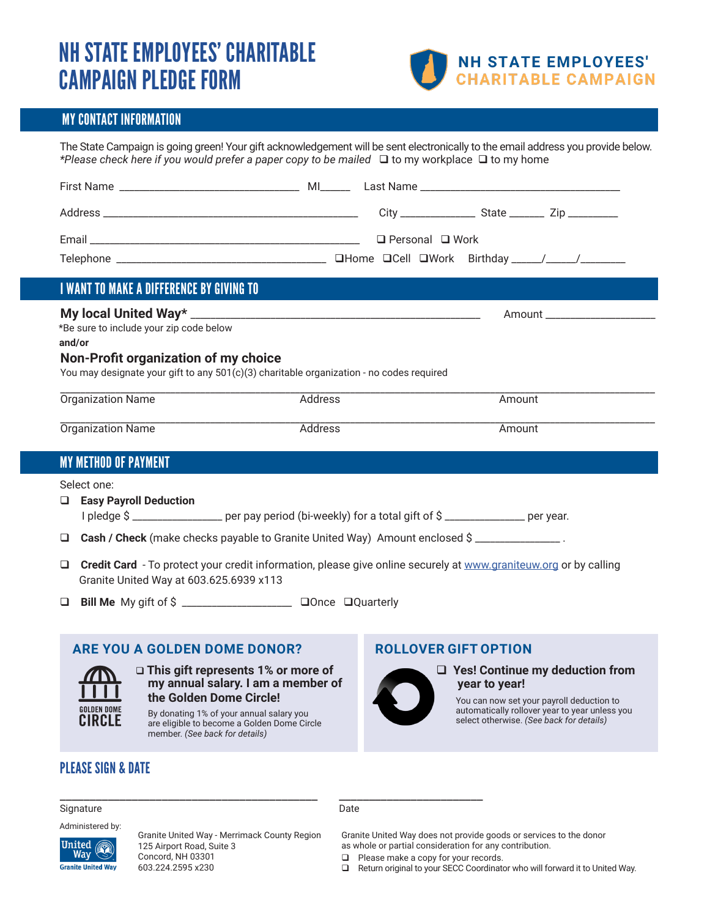# NH STATE EMPLOYEES' CHARITABLE CAMPAIGN PLEDGE FORM

**NH STATE EMPLOYEES' CHARITABLE CAMPAIGN**

## MY CONTACT INFORMATION

The State Campaign is going green! Your gift acknowledgement will be sent electronically to the email address you provide below.
*\*Please check here if you would prefer a paper copy to be mailed* ❑ to my workplace ❑ to my home

First Name ______________________________ MI_____ Last Name _________________________________

Address _____________________________________________ City ____________ State ______ Zip ________

Email _____________________________________________ ❑ Personal ❑ Work

Telephone ___________________________________ ❑Home ❑Cell ❑Work Birthday _____/_____/________

## I WANT TO MAKE A DIFFERENCE BY GIVING TO

**My local United Way*** ________________________________________________ Amount ___________________

*Be sure to include your zip code below

**and/or**

**Non-Profit organization of my choice**

You may designate your gift to any 501(c)(3) charitable organization - no codes required

_____________________________________________________________________________________________
Organization Name — Address — Amount

_____________________________________________________________________________________________
Organization Name — Address — Amount

## MY METHOD OF PAYMENT

Select one:

❑ **Easy Payroll Deduction**
I pledge $ _______________ per pay period (bi-weekly) for a total gift of $ _____________ per year.

❑ **Cash / Check** (make checks payable to Granite United Way) Amount enclosed $ _______________ .

❑ **Credit Card** - To protect your credit information, please give online securely at www.graniteuw.org or by calling Granite United Way at 603.625.6939 x113

❑ **Bill Me** My gift of $ __________________ ❑Once ❑Quarterly

### ARE YOU A GOLDEN DOME DONOR?

GOLDEN DOME CIRCLE

❑ **This gift represents 1% or more of my annual salary. I am a member of the Golden Dome Circle!**

By donating 1% of your annual salary you are eligible to become a Golden Dome Circle member. *(See back for details)*

### ROLLOVER GIFT OPTION

❑ **Yes! Continue my deduction from year to year!**

You can now set your payroll deduction to automatically rollover year to year unless you select otherwise. *(See back for details)*

## PLEASE SIGN & DATE

______________________________________________ __________________________

Signature — Date

Administered by:

United Way — Granite United Way

Granite United Way - Merrimack County Region
125 Airport Road, Suite 3
Concord, NH 03301
603.224.2595 x230

Granite United Way does not provide goods or services to the donor as whole or partial consideration for any contribution.

❑ Please make a copy for your records.
❑ Return original to your SECC Coordinator who will forward it to United Way.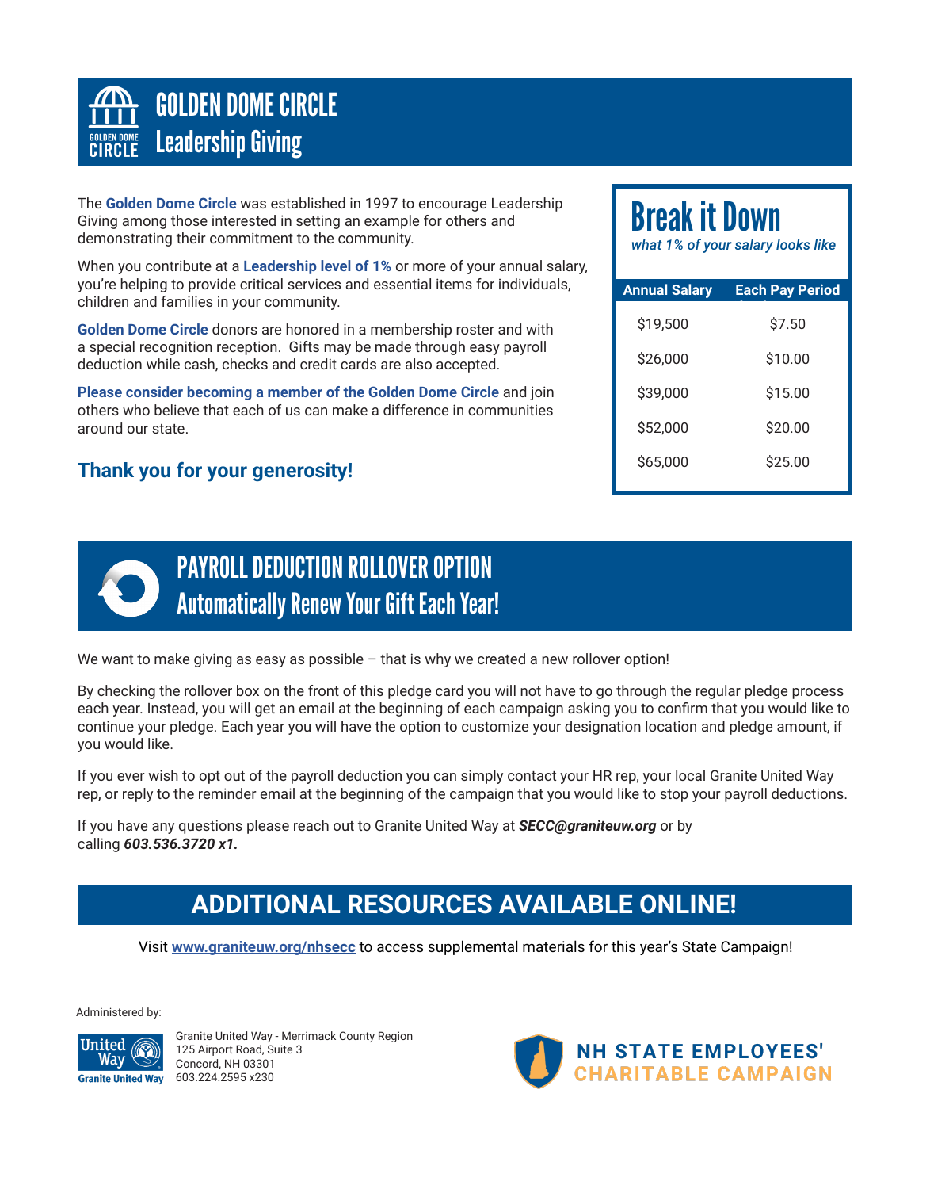# GOLDEN DOME CIRCLE
## Leadership Giving

The **Golden Dome Circle** was established in 1997 to encourage Leadership Giving among those interested in setting an example for others and demonstrating their commitment to the community.

When you contribute at a **Leadership level of 1%** or more of your annual salary, you're helping to provide critical services and essential items for individuals, children and families in your community.

**Golden Dome Circle** donors are honored in a membership roster and with a special recognition reception. Gifts may be made through easy payroll deduction while cash, checks and credit cards are also accepted.

**Please consider becoming a member of the Golden Dome Circle** and join others who believe that each of us can make a difference in communities around our state.

### Thank you for your generosity!

## Break it Down

*what 1% of your salary looks like*

| Annual Salary | Each Pay Period |
|---|---|
| $19,500 | $7.50 |
| $26,000 | $10.00 |
| $39,000 | $15.00 |
| $52,000 | $20.00 |
| $65,000 | $25.00 |

# PAYROLL DEDUCTION ROLLOVER OPTION
## Automatically Renew Your Gift Each Year!

We want to make giving as easy as possible – that is why we created a new rollover option!

By checking the rollover box on the front of this pledge card you will not have to go through the regular pledge process each year. Instead, you will get an email at the beginning of each campaign asking you to confirm that you would like to continue your pledge. Each year you will have the option to customize your designation location and pledge amount, if you would like.

If you ever wish to opt out of the payroll deduction you can simply contact your HR rep, your local Granite United Way rep, or reply to the reminder email at the beginning of the campaign that you would like to stop your payroll deductions.

If you have any questions please reach out to Granite United Way at ***SECC@graniteuw.org*** or by calling ***603.536.3720 x1.***

# ADDITIONAL RESOURCES AVAILABLE ONLINE!

Visit [www.graniteuw.org/nhsecc](www.graniteuw.org/nhsecc) to access supplemental materials for this year's State Campaign!

Administered by:

United Way
Granite United Way

Granite United Way - Merrimack County Region
125 Airport Road, Suite 3
Concord, NH 03301
603.224.2595 x230

NH STATE EMPLOYEES' CHARITABLE CAMPAIGN